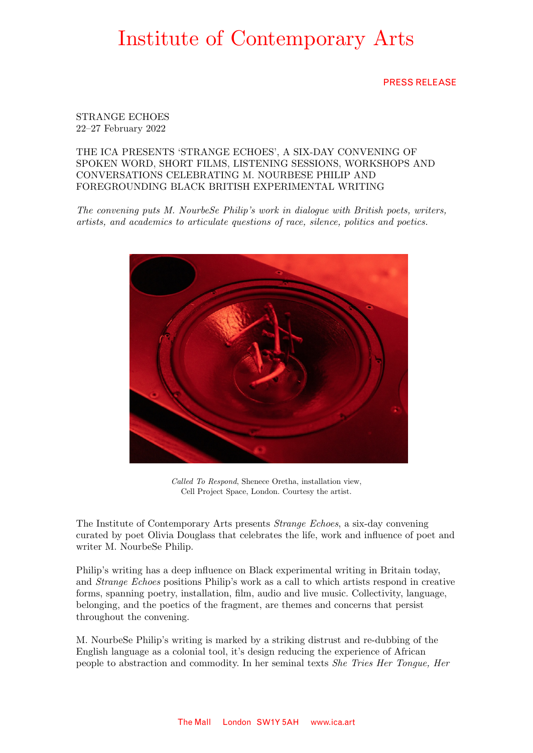# Institute of Contemporary Arts

PRESS RELEASE

STRANGE ECHOES
22–27 February 2022

THE ICA PRESENTS 'STRANGE ECHOES', A SIX-DAY CONVENING OF SPOKEN WORD, SHORT FILMS, LISTENING SESSIONS, WORKSHOPS AND CONVERSATIONS CELEBRATING M. NOURBESE PHILIP AND FOREGROUNDING BLACK BRITISH EXPERIMENTAL WRITING

*The convening puts M. NourbeSe Philip's work in dialogue with British poets, writers, artists, and academics to articulate questions of race, silence, politics and poetics.*

*Called To Respond*, Shenece Oretha, installation view, Cell Project Space, London. Courtesy the artist.

The Institute of Contemporary Arts presents *Strange Echoes*, a six-day convening curated by poet Olivia Douglass that celebrates the life, work and influence of poet and writer M. NourbeSe Philip.

Philip's writing has a deep influence on Black experimental writing in Britain today, and *Strange Echoes* positions Philip's work as a call to which artists respond in creative forms, spanning poetry, installation, film, audio and live music. Collectivity, language, belonging, and the poetics of the fragment, are themes and concerns that persist throughout the convening.

M. NourbeSe Philip's writing is marked by a striking distrust and re-dubbing of the English language as a colonial tool, it's design reducing the experience of African people to abstraction and commodity. In her seminal texts *She Tries Her Tongue, Her*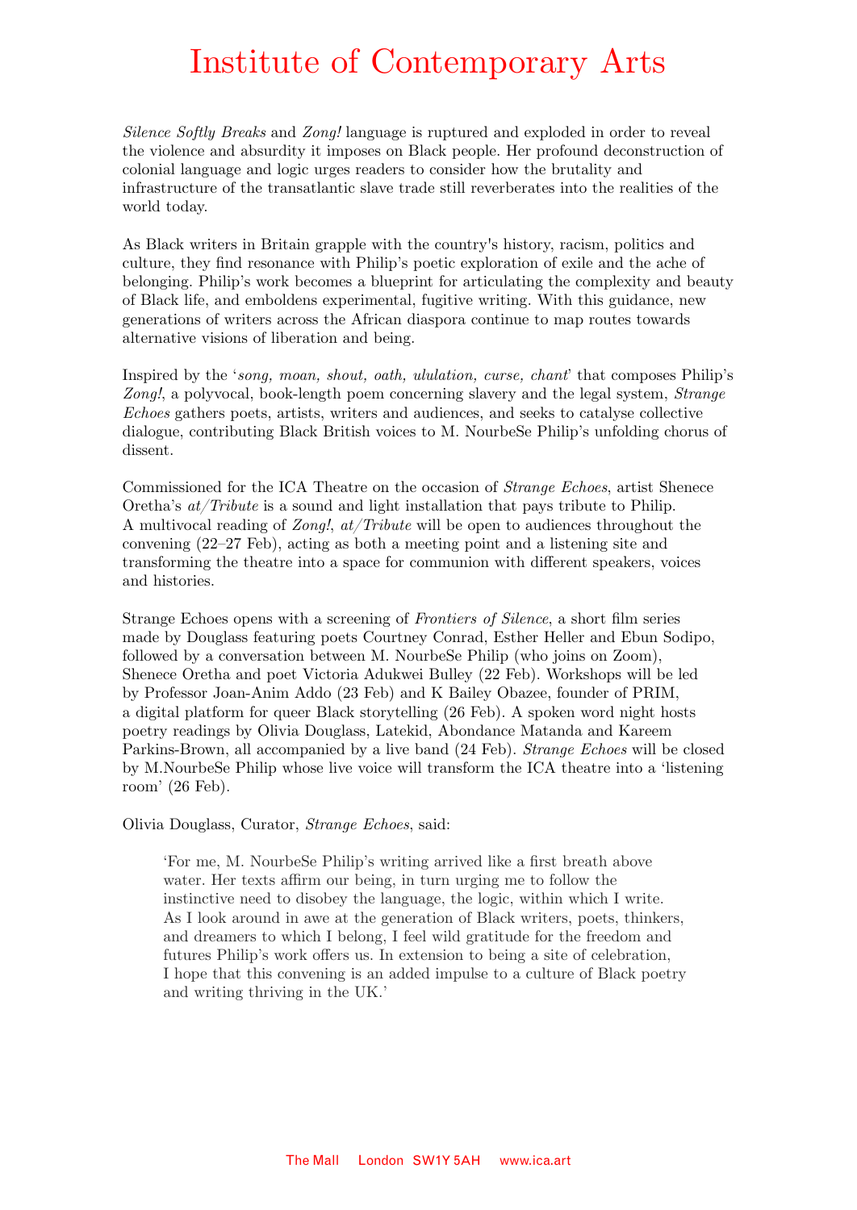*Silence Softly Breaks* and *Zong!* language is ruptured and exploded in order to reveal the violence and absurdity it imposes on Black people. Her profound deconstruction of colonial language and logic urges readers to consider how the brutality and infrastructure of the transatlantic slave trade still reverberates into the realities of the world today.

As Black writers in Britain grapple with the country's history, racism, politics and culture, they find resonance with Philip's poetic exploration of exile and the ache of belonging. Philip's work becomes a blueprint for articulating the complexity and beauty of Black life, and emboldens experimental, fugitive writing. With this guidance, new generations of writers across the African diaspora continue to map routes towards alternative visions of liberation and being.

Inspired by the '*song, moan, shout, oath, ululation, curse, chant*' that composes Philip's *Zong!*, a polyvocal, book-length poem concerning slavery and the legal system, *Strange Echoes* gathers poets, artists, writers and audiences, and seeks to catalyse collective dialogue, contributing Black British voices to M. NourbeSe Philip's unfolding chorus of dissent.

Commissioned for the ICA Theatre on the occasion of *Strange Echoes*, artist Shenece Oretha's *at/Tribute* is a sound and light installation that pays tribute to Philip. A multivocal reading of *Zong!*, *at/Tribute* will be open to audiences throughout the convening (22–27 Feb), acting as both a meeting point and a listening site and transforming the theatre into a space for communion with different speakers, voices and histories.

Strange Echoes opens with a screening of *Frontiers of Silence*, a short film series made by Douglass featuring poets Courtney Conrad, Esther Heller and Ebun Sodipo, followed by a conversation between M. NourbeSe Philip (who joins on Zoom), Shenece Oretha and poet Victoria Adukwei Bulley (22 Feb). Workshops will be led by Professor Joan-Anim Addo (23 Feb) and K Bailey Obazee, founder of PRIM, a digital platform for queer Black storytelling (26 Feb). A spoken word night hosts poetry readings by Olivia Douglass, Latekid, Abondance Matanda and Kareem Parkins-Brown, all accompanied by a live band (24 Feb). *Strange Echoes* will be closed by M.NourbeSe Philip whose live voice will transform the ICA theatre into a 'listening room' (26 Feb).

Olivia Douglass, Curator, *Strange Echoes*, said:

> 'For me, M. NourbeSe Philip's writing arrived like a first breath above water. Her texts affirm our being, in turn urging me to follow the instinctive need to disobey the language, the logic, within which I write. As I look around in awe at the generation of Black writers, poets, thinkers, and dreamers to which I belong, I feel wild gratitude for the freedom and futures Philip's work offers us. In extension to being a site of celebration, I hope that this convening is an added impulse to a culture of Black poetry and writing thriving in the UK.'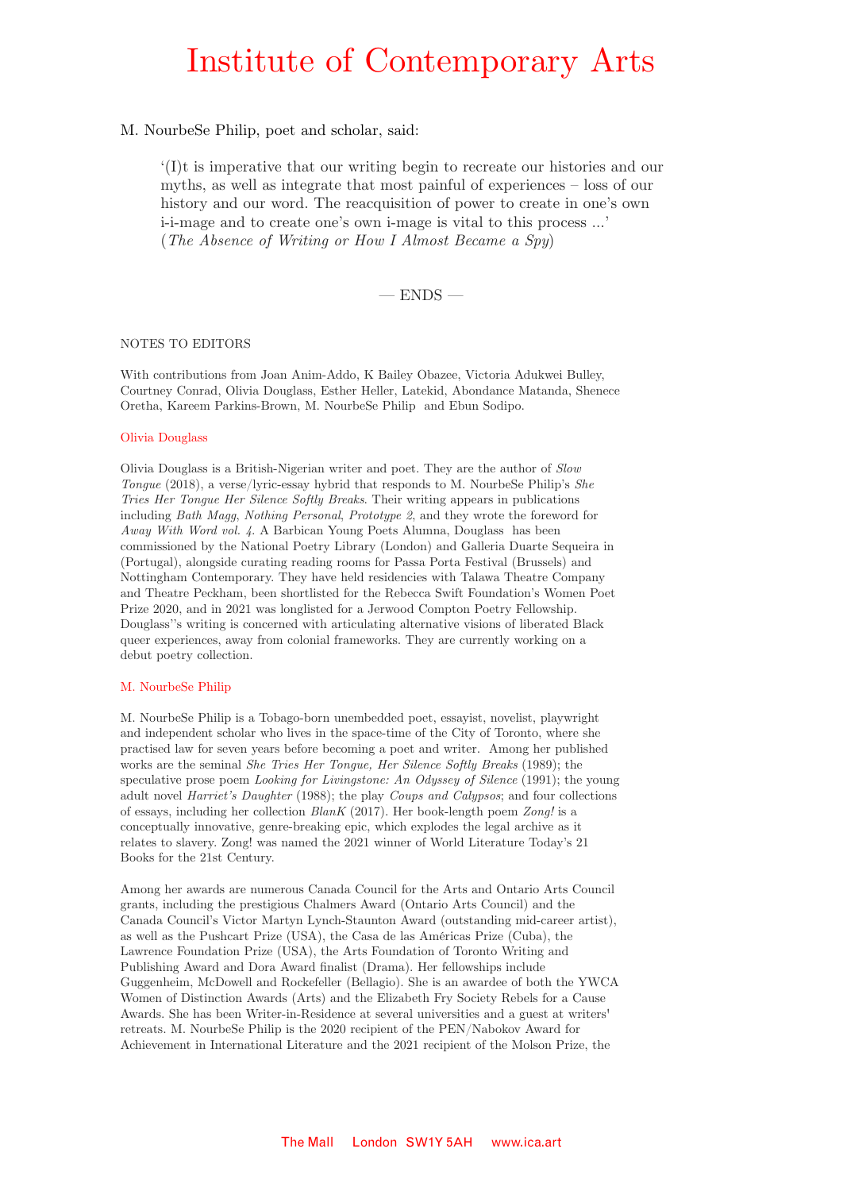M. NourbeSe Philip, poet and scholar, said:

> '(I)t is imperative that our writing begin to recreate our histories and our myths, as well as integrate that most painful of experiences – loss of our history and our word. The reacquisition of power to create in one's own i-i-mage and to create one's own i-mage is vital to this process ...' (*The Absence of Writing or How I Almost Became a Spy*)

— ENDS —

NOTES TO EDITORS

With contributions from Joan Anim-Addo, K Bailey Obazee, Victoria Adukwei Bulley, Courtney Conrad, Olivia Douglass, Esther Heller, Latekid, Abondance Matanda, Shenece Oretha, Kareem Parkins-Brown, M. NourbeSe Philip and Ebun Sodipo.

### Olivia Douglass

Olivia Douglass is a British-Nigerian writer and poet. They are the author of *Slow Tongue* (2018), a verse/lyric-essay hybrid that responds to M. NourbeSe Philip's *She Tries Her Tongue Her Silence Softly Breaks*. Their writing appears in publications including *Bath Magg*, *Nothing Personal*, *Prototype 2*, and they wrote the foreword for *Away With Word vol. 4*. A Barbican Young Poets Alumna, Douglass has been commissioned by the National Poetry Library (London) and Galleria Duarte Sequeira in (Portugal), alongside curating reading rooms for Passa Porta Festival (Brussels) and Nottingham Contemporary. They have held residencies with Talawa Theatre Company and Theatre Peckham, been shortlisted for the Rebecca Swift Foundation's Women Poet Prize 2020, and in 2021 was longlisted for a Jerwood Compton Poetry Fellowship. Douglass''s writing is concerned with articulating alternative visions of liberated Black queer experiences, away from colonial frameworks. They are currently working on a debut poetry collection.

### M. NourbeSe Philip

M. NourbeSe Philip is a Tobago-born unembedded poet, essayist, novelist, playwright and independent scholar who lives in the space-time of the City of Toronto, where she practised law for seven years before becoming a poet and writer. Among her published works are the seminal *She Tries Her Tongue, Her Silence Softly Breaks* (1989); the speculative prose poem *Looking for Livingstone: An Odyssey of Silence* (1991); the young adult novel *Harriet's Daughter* (1988); the play *Coups and Calypsos*; and four collections of essays, including her collection *BlanK* (2017). Her book-length poem *Zong!* is a conceptually innovative, genre-breaking epic, which explodes the legal archive as it relates to slavery. Zong! was named the 2021 winner of World Literature Today's 21 Books for the 21st Century.

Among her awards are numerous Canada Council for the Arts and Ontario Arts Council grants, including the prestigious Chalmers Award (Ontario Arts Council) and the Canada Council's Victor Martyn Lynch-Staunton Award (outstanding mid-career artist), as well as the Pushcart Prize (USA), the Casa de las Américas Prize (Cuba), the Lawrence Foundation Prize (USA), the Arts Foundation of Toronto Writing and Publishing Award and Dora Award finalist (Drama). Her fellowships include Guggenheim, McDowell and Rockefeller (Bellagio). She is an awardee of both the YWCA Women of Distinction Awards (Arts) and the Elizabeth Fry Society Rebels for a Cause Awards. She has been Writer-in-Residence at several universities and a guest at writers' retreats. M. NourbeSe Philip is the 2020 recipient of the PEN/Nabokov Award for Achievement in International Literature and the 2021 recipient of the Molson Prize, the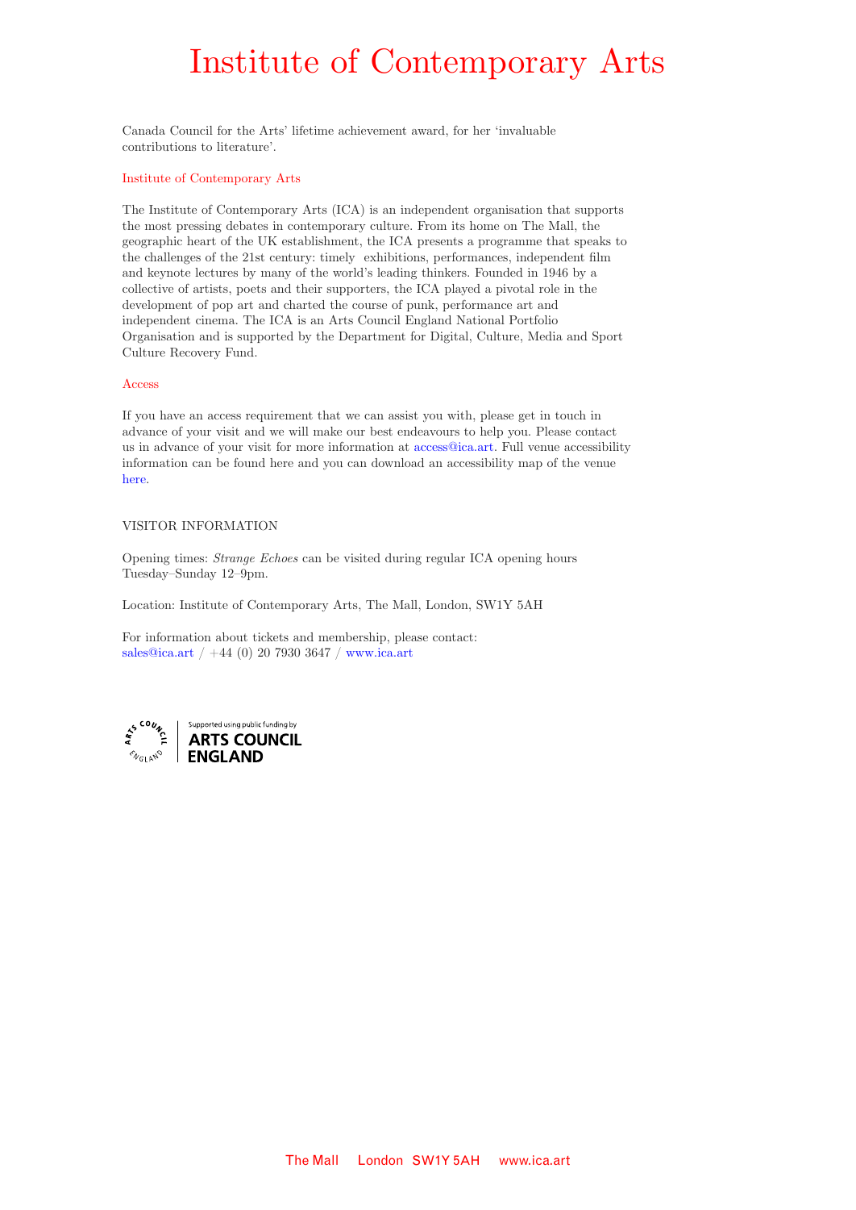Canada Council for the Arts' lifetime achievement award, for her 'invaluable contributions to literature'.

## Institute of Contemporary Arts

The Institute of Contemporary Arts (ICA) is an independent organisation that supports the most pressing debates in contemporary culture. From its home on The Mall, the geographic heart of the UK establishment, the ICA presents a programme that speaks to the challenges of the 21st century: timely exhibitions, performances, independent film and keynote lectures by many of the world's leading thinkers. Founded in 1946 by a collective of artists, poets and their supporters, the ICA played a pivotal role in the development of pop art and charted the course of punk, performance art and independent cinema. The ICA is an Arts Council England National Portfolio Organisation and is supported by the Department for Digital, Culture, Media and Sport Culture Recovery Fund.

## Access

If you have an access requirement that we can assist you with, please get in touch in advance of your visit and we will make our best endeavours to help you. Please contact us in advance of your visit for more information at access@ica.art. Full venue accessibility information can be found here and you can download an accessibility map of the venue here.

VISITOR INFORMATION

Opening times: *Strange Echoes* can be visited during regular ICA opening hours Tuesday–Sunday 12–9pm.

Location: Institute of Contemporary Arts, The Mall, London, SW1Y 5AH

For information about tickets and membership, please contact:
sales@ica.art / +44 (0) 20 7930 3647 / www.ica.art

Supported using public funding by ARTS COUNCIL ENGLAND